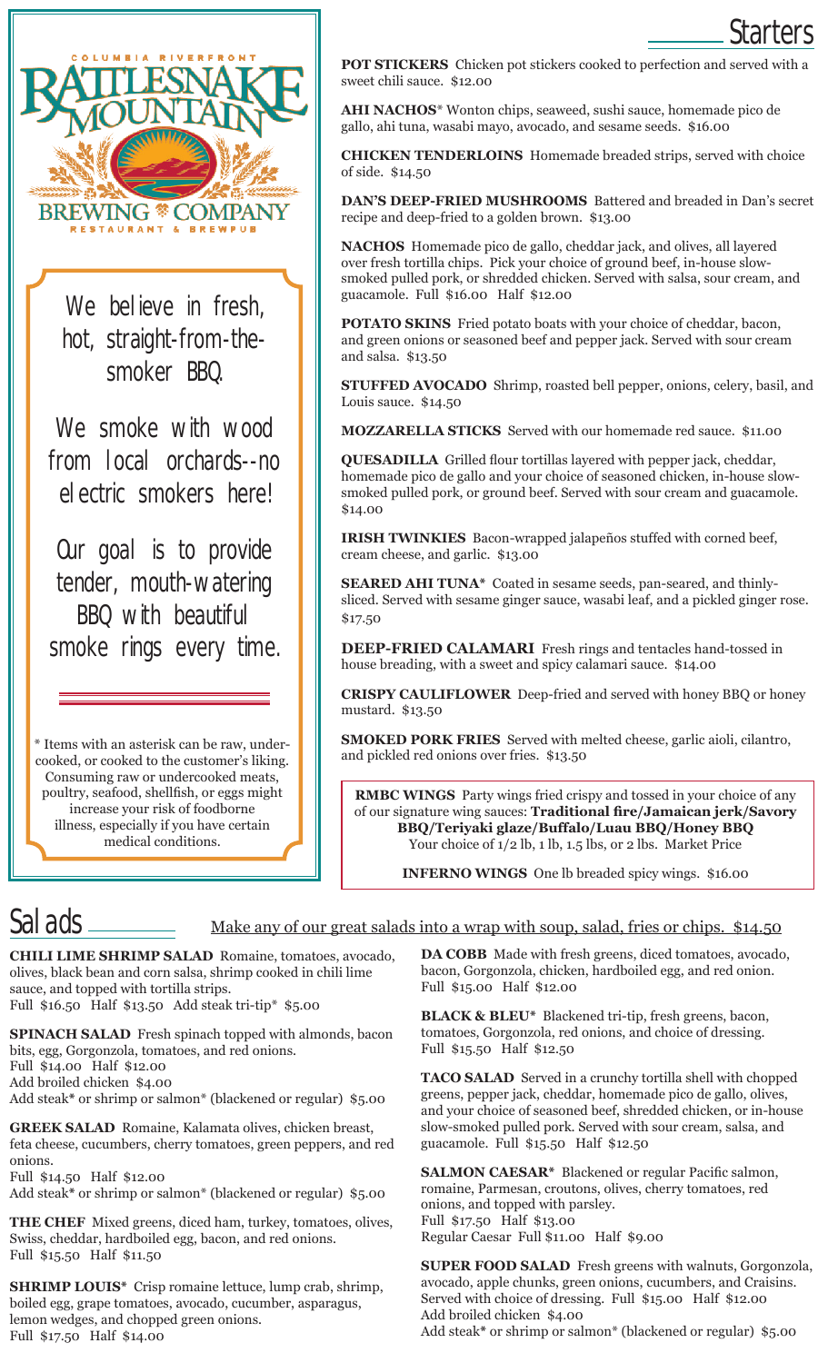COLUMBIA RIVERFRONT

# RATTLESNAKE MOUNTAIN BREWING COMPANY

RESTAURANT & BREWPUB

We believe in fresh, hot, straight-from-the-smoker BBQ.

We smoke with wood from local orchards--no electric smokers here!

Our goal is to provide tender, mouth-watering BBQ with beautiful smoke rings every time.

* Items with an asterisk can be raw, undercooked, or cooked to the customer's liking. Consuming raw or undercooked meats, poultry, seafood, shellfish, or eggs might increase your risk of foodborne illness, especially if you have certain medical conditions.

## Starters

**POT STICKERS** Chicken pot stickers cooked to perfection and served with a sweet chili sauce. $12.00

**AHI NACHOS*** Wonton chips, seaweed, sushi sauce, homemade pico de gallo, ahi tuna, wasabi mayo, avocado, and sesame seeds. $16.00

**CHICKEN TENDERLOINS** Homemade breaded strips, served with choice of side. $14.50

**DAN'S DEEP-FRIED MUSHROOMS** Battered and breaded in Dan's secret recipe and deep-fried to a golden brown. $13.00

**NACHOS** Homemade pico de gallo, cheddar jack, and olives, all layered over fresh tortilla chips. Pick your choice of ground beef, in-house slow-smoked pulled pork, or shredded chicken. Served with salsa, sour cream, and guacamole. Full $16.00 Half $12.00

**POTATO SKINS** Fried potato boats with your choice of cheddar, bacon, and green onions or seasoned beef and pepper jack. Served with sour cream and salsa. $13.50

**STUFFED AVOCADO** Shrimp, roasted bell pepper, onions, celery, basil, and Louis sauce. $14.50

**MOZZARELLA STICKS** Served with our homemade red sauce. $11.00

**QUESADILLA** Grilled flour tortillas layered with pepper jack, cheddar, homemade pico de gallo and your choice of seasoned chicken, in-house slow-smoked pulled pork, or ground beef. Served with sour cream and guacamole. $14.00

**IRISH TWINKIES** Bacon-wrapped jalapeños stuffed with corned beef, cream cheese, and garlic. $13.00

**SEARED AHI TUNA*** Coated in sesame seeds, pan-seared, and thinly-sliced. Served with sesame ginger sauce, wasabi leaf, and a pickled ginger rose. $17.50

**DEEP-FRIED CALAMARI** Fresh rings and tentacles hand-tossed in house breading, with a sweet and spicy calamari sauce. $14.00

**CRISPY CAULIFLOWER** Deep-fried and served with honey BBQ or honey mustard. $13.50

**SMOKED PORK FRIES** Served with melted cheese, garlic aioli, cilantro, and pickled red onions over fries. $13.50

**RMBC WINGS** Party wings fried crispy and tossed in your choice of any of our signature wing sauces: **Traditional fire/Jamaican jerk/Savory BBQ/Teriyaki glaze/Buffalo/Luau BBQ/Honey BBQ**
Your choice of 1/2 lb, 1 lb, 1.5 lbs, or 2 lbs. Market Price

**INFERNO WINGS** One lb breaded spicy wings. $16.00

## Salads

Make any of our great salads into a wrap with soup, salad, fries or chips. $14.50

**CHILI LIME SHRIMP SALAD** Romaine, tomatoes, avocado, olives, black bean and corn salsa, shrimp cooked in chili lime sauce, and topped with tortilla strips.
Full $16.50 Half $13.50 Add steak tri-tip* $5.00

**SPINACH SALAD** Fresh spinach topped with almonds, bacon bits, egg, Gorgonzola, tomatoes, and red onions.
Full $14.00 Half $12.00
Add broiled chicken $4.00
Add steak* or shrimp or salmon* (blackened or regular) $5.00

**GREEK SALAD** Romaine, Kalamata olives, chicken breast, feta cheese, cucumbers, cherry tomatoes, green peppers, and red onions.
Full $14.50 Half $12.00
Add steak* or shrimp or salmon* (blackened or regular) $5.00

**THE CHEF** Mixed greens, diced ham, turkey, tomatoes, olives, Swiss, cheddar, hardboiled egg, bacon, and red onions.
Full $15.50 Half $11.50

**SHRIMP LOUIS*** Crisp romaine lettuce, lump crab, shrimp, boiled egg, grape tomatoes, avocado, cucumber, asparagus, lemon wedges, and chopped green onions.
Full $17.50 Half $14.00

**DA COBB** Made with fresh greens, diced tomatoes, avocado, bacon, Gorgonzola, chicken, hardboiled egg, and red onion.
Full $15.00 Half $12.00

**BLACK & BLEU*** Blackened tri-tip, fresh greens, bacon, tomatoes, Gorgonzola, red onions, and choice of dressing.
Full $15.50 Half $12.50

**TACO SALAD** Served in a crunchy tortilla shell with chopped greens, pepper jack, cheddar, homemade pico de gallo, olives, and your choice of seasoned beef, shredded chicken, or in-house slow-smoked pulled pork. Served with sour cream, salsa, and guacamole. Full $15.50 Half $12.50

**SALMON CAESAR*** Blackened or regular Pacific salmon, romaine, Parmesan, croutons, olives, cherry tomatoes, red onions, and topped with parsley.
Full $17.50 Half $13.00
Regular Caesar Full $11.00 Half $9.00

**SUPER FOOD SALAD** Fresh greens with walnuts, Gorgonzola, avocado, apple chunks, green onions, cucumbers, and Craisins. Served with choice of dressing. Full $15.00 Half $12.00
Add broiled chicken $4.00
Add steak* or shrimp or salmon* (blackened or regular) $5.00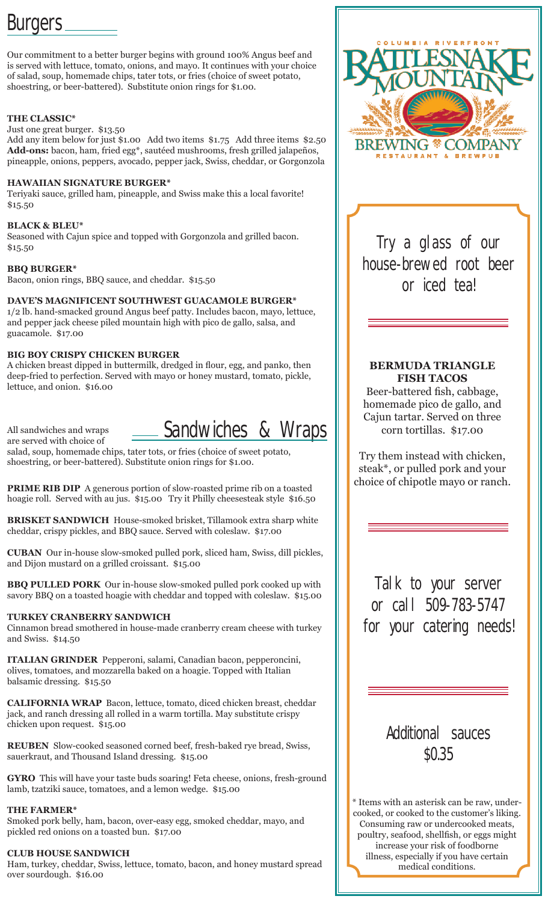# Burgers

Our commitment to a better burger begins with ground 100% Angus beef and is served with lettuce, tomato, onions, and mayo. It continues with your choice of salad, soup, homemade chips, tater tots, or fries (choice of sweet potato, shoestring, or beer-battered). Substitute onion rings for $1.00.

**THE CLASSIC***
Just one great burger. $13.50
Add any item below for just $1.00 Add two items $1.75 Add three items $2.50
**Add-ons:** bacon, ham, fried egg*, sautéed mushrooms, fresh grilled jalapeños, pineapple, onions, peppers, avocado, pepper jack, Swiss, cheddar, or Gorgonzola

**HAWAIIAN SIGNATURE BURGER***
Teriyaki sauce, grilled ham, pineapple, and Swiss make this a local favorite! $15.50

**BLACK & BLEU***
Seasoned with Cajun spice and topped with Gorgonzola and grilled bacon. $15.50

**BBQ BURGER***
Bacon, onion rings, BBQ sauce, and cheddar. $15.50

**DAVE'S MAGNIFICENT SOUTHWEST GUACAMOLE BURGER***
1/2 lb. hand-smacked ground Angus beef patty. Includes bacon, mayo, lettuce, and pepper jack cheese piled mountain high with pico de gallo, salsa, and guacamole. $17.00

**BIG BOY CRISPY CHICKEN BURGER**
A chicken breast dipped in buttermilk, dredged in flour, egg, and panko, then deep-fried to perfection. Served with mayo or honey mustard, tomato, pickle, lettuce, and onion. $16.00

# Sandwiches & Wraps

All sandwiches and wraps are served with choice of salad, soup, homemade chips, tater tots, or fries (choice of sweet potato, shoestring, or beer-battered). Substitute onion rings for $1.00.

**PRIME RIB DIP** A generous portion of slow-roasted prime rib on a toasted hoagie roll. Served with au jus. $15.00 Try it Philly cheesesteak style $16.50

**BRISKET SANDWICH** House-smoked brisket, Tillamook extra sharp white cheddar, crispy pickles, and BBQ sauce. Served with coleslaw. $17.00

**CUBAN** Our in-house slow-smoked pulled pork, sliced ham, Swiss, dill pickles, and Dijon mustard on a grilled croissant. $15.00

**BBQ PULLED PORK** Our in-house slow-smoked pulled pork cooked up with savory BBQ on a toasted hoagie with cheddar and topped with coleslaw. $15.00

**TURKEY CRANBERRY SANDWICH**
Cinnamon bread smothered in house-made cranberry cream cheese with turkey and Swiss. $14.50

**ITALIAN GRINDER** Pepperoni, salami, Canadian bacon, pepperoncini, olives, tomatoes, and mozzarella baked on a hoagie. Topped with Italian balsamic dressing. $15.50

**CALIFORNIA WRAP** Bacon, lettuce, tomato, diced chicken breast, cheddar jack, and ranch dressing all rolled in a warm tortilla. May substitute crispy chicken upon request. $15.00

**REUBEN** Slow-cooked seasoned corned beef, fresh-baked rye bread, Swiss, sauerkraut, and Thousand Island dressing. $15.00

**GYRO** This will have your taste buds soaring! Feta cheese, onions, fresh-ground lamb, tzatziki sauce, tomatoes, and a lemon wedge. $15.00

**THE FARMER***
Smoked pork belly, ham, bacon, over-easy egg, smoked cheddar, mayo, and pickled red onions on a toasted bun. $17.00

**CLUB HOUSE SANDWICH**
Ham, turkey, cheddar, Swiss, lettuce, tomato, bacon, and honey mustard spread over sourdough. $16.00

COLUMBIA RIVERFRONT
RATTLESNAKE MOUNTAIN
BREWING COMPANY
RESTAURANT & BREWPUB

Try a glass of our house-brewed root beer or iced tea!

**BERMUDA TRIANGLE FISH TACOS**
Beer-battered fish, cabbage, homemade pico de gallo, and Cajun tartar. Served on three corn tortillas. $17.00

Try them instead with chicken, steak*, or pulled pork and your choice of chipotle mayo or ranch.

Talk to your server or call 509-783-5747 for your catering needs!

Additional sauces $0.35

* Items with an asterisk can be raw, undercooked, or cooked to the customer's liking. Consuming raw or undercooked meats, poultry, seafood, shellfish, or eggs might increase your risk of foodborne illness, especially if you have certain medical conditions.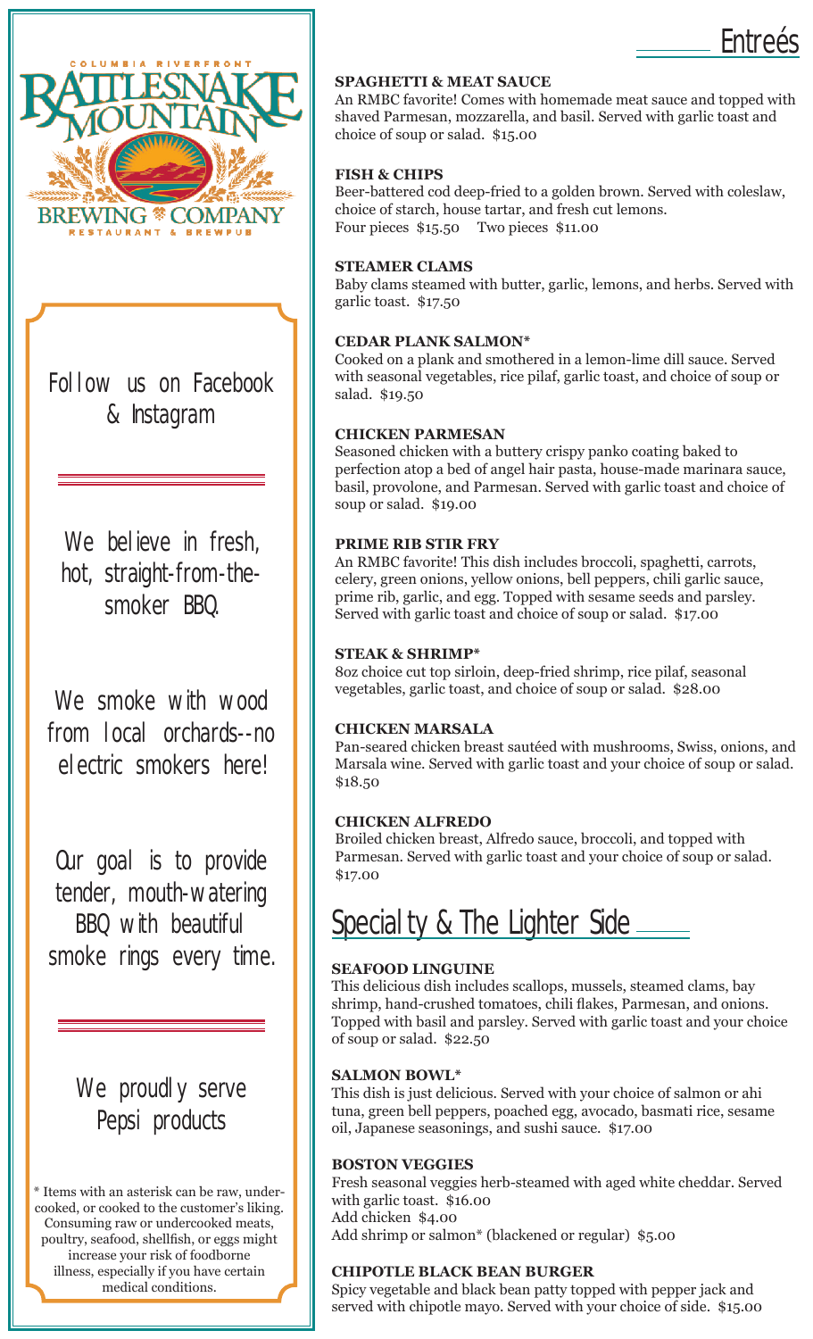COLUMBIA RIVERFRONT

RATTLESNAKE MOUNTAIN

BREWING COMPANY

RESTAURANT & BREWPUB

Follow us on Facebook & Instagram

We believe in fresh, hot, straight-from-the-smoker BBQ.

We smoke with wood from local orchards--no electric smokers here!

Our goal is to provide tender, mouth-watering BBQ with beautiful smoke rings every time.

We proudly serve Pepsi products

* Items with an asterisk can be raw, under-cooked, or cooked to the customer's liking. Consuming raw or undercooked meats, poultry, seafood, shellfish, or eggs might increase your risk of foodborne illness, especially if you have certain medical conditions.

# Entreés

**SPAGHETTI & MEAT SAUCE**
An RMBC favorite! Comes with homemade meat sauce and topped with shaved Parmesan, mozzarella, and basil. Served with garlic toast and choice of soup or salad. $15.00

**FISH & CHIPS**
Beer-battered cod deep-fried to a golden brown. Served with coleslaw, choice of starch, house tartar, and fresh cut lemons.
Four pieces $15.50 Two pieces $11.00

**STEAMER CLAMS**
Baby clams steamed with butter, garlic, lemons, and herbs. Served with garlic toast. $17.50

**CEDAR PLANK SALMON***
Cooked on a plank and smothered in a lemon-lime dill sauce. Served with seasonal vegetables, rice pilaf, garlic toast, and choice of soup or salad. $19.50

**CHICKEN PARMESAN**
Seasoned chicken with a buttery crispy panko coating baked to perfection atop a bed of angel hair pasta, house-made marinara sauce, basil, provolone, and Parmesan. Served with garlic toast and choice of soup or salad. $19.00

**PRIME RIB STIR FRY**
An RMBC favorite! This dish includes broccoli, spaghetti, carrots, celery, green onions, yellow onions, bell peppers, chili garlic sauce, prime rib, garlic, and egg. Topped with sesame seeds and parsley. Served with garlic toast and choice of soup or salad. $17.00

**STEAK & SHRIMP***
8oz choice cut top sirloin, deep-fried shrimp, rice pilaf, seasonal vegetables, garlic toast, and choice of soup or salad. $28.00

**CHICKEN MARSALA**
Pan-seared chicken breast sautéed with mushrooms, Swiss, onions, and Marsala wine. Served with garlic toast and your choice of soup or salad. $18.50

**CHICKEN ALFREDO**
Broiled chicken breast, Alfredo sauce, broccoli, and topped with Parmesan. Served with garlic toast and your choice of soup or salad. $17.00

# Specialty & The Lighter Side

**SEAFOOD LINGUINE**
This delicious dish includes scallops, mussels, steamed clams, bay shrimp, hand-crushed tomatoes, chili flakes, Parmesan, and onions. Topped with basil and parsley. Served with garlic toast and your choice of soup or salad. $22.50

**SALMON BOWL***
This dish is just delicious. Served with your choice of salmon or ahi tuna, green bell peppers, poached egg, avocado, basmati rice, sesame oil, Japanese seasonings, and sushi sauce. $17.00

**BOSTON VEGGIES**
Fresh seasonal veggies herb-steamed with aged white cheddar. Served with garlic toast. $16.00
Add chicken $4.00
Add shrimp or salmon* (blackened or regular) $5.00

**CHIPOTLE BLACK BEAN BURGER**
Spicy vegetable and black bean patty topped with pepper jack and served with chipotle mayo. Served with your choice of side. $15.00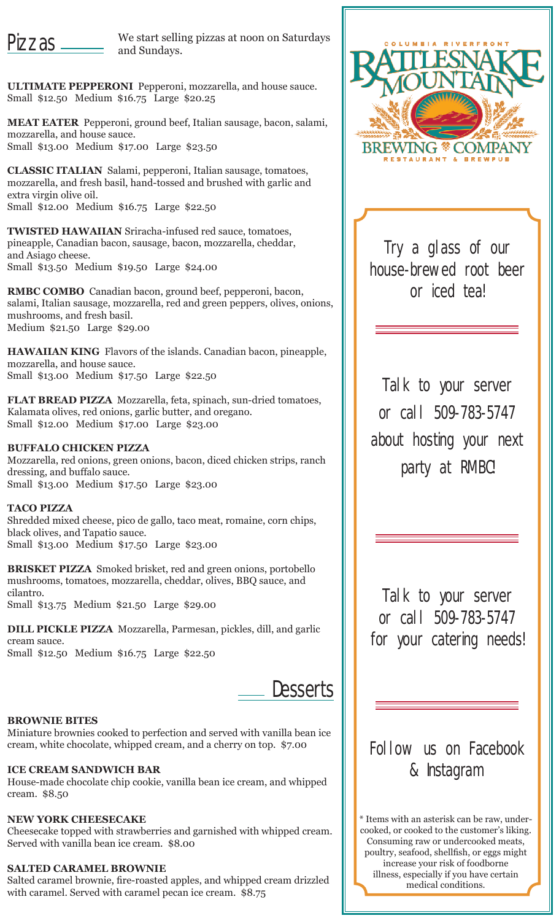## Pizzas

We start selling pizzas at noon on Saturdays and Sundays.

**ULTIMATE PEPPERONI** Pepperoni, mozzarella, and house sauce.
Small $12.50 Medium $16.75 Large $20.25

**MEAT EATER** Pepperoni, ground beef, Italian sausage, bacon, salami, mozzarella, and house sauce.
Small $13.00 Medium $17.00 Large $23.50

**CLASSIC ITALIAN** Salami, pepperoni, Italian sausage, tomatoes, mozzarella, and fresh basil, hand-tossed and brushed with garlic and extra virgin olive oil.
Small $12.00 Medium $16.75 Large $22.50

**TWISTED HAWAIIAN** Sriracha-infused red sauce, tomatoes, pineapple, Canadian bacon, sausage, bacon, mozzarella, cheddar, and Asiago cheese.
Small $13.50 Medium $19.50 Large $24.00

**RMBC COMBO** Canadian bacon, ground beef, pepperoni, bacon, salami, Italian sausage, mozzarella, red and green peppers, olives, onions, mushrooms, and fresh basil.
Medium $21.50 Large $29.00

**HAWAIIAN KING** Flavors of the islands. Canadian bacon, pineapple, mozzarella, and house sauce.
Small $13.00 Medium $17.50 Large $22.50

**FLAT BREAD PIZZA** Mozzarella, feta, spinach, sun-dried tomatoes, Kalamata olives, red onions, garlic butter, and oregano.
Small $12.00 Medium $17.00 Large $23.00

**BUFFALO CHICKEN PIZZA**
Mozzarella, red onions, green onions, bacon, diced chicken strips, ranch dressing, and buffalo sauce.
Small $13.00 Medium $17.50 Large $23.00

**TACO PIZZA**
Shredded mixed cheese, pico de gallo, taco meat, romaine, corn chips, black olives, and Tapatio sauce.
Small $13.00 Medium $17.50 Large $23.00

**BRISKET PIZZA** Smoked brisket, red and green onions, portobello mushrooms, tomatoes, mozzarella, cheddar, olives, BBQ sauce, and cilantro.
Small $13.75 Medium $21.50 Large $29.00

**DILL PICKLE PIZZA** Mozzarella, Parmesan, pickles, dill, and garlic cream sauce.
Small $12.50 Medium $16.75 Large $22.50

## Desserts

**BROWNIE BITES**
Miniature brownies cooked to perfection and served with vanilla bean ice cream, white chocolate, whipped cream, and a cherry on top. $7.00

**ICE CREAM SANDWICH BAR**
House-made chocolate chip cookie, vanilla bean ice cream, and whipped cream. $8.50

**NEW YORK CHEESECAKE**
Cheesecake topped with strawberries and garnished with whipped cream. Served with vanilla bean ice cream. $8.00

**SALTED CARAMEL BROWNIE**
Salted caramel brownie, fire-roasted apples, and whipped cream drizzled with caramel. Served with caramel pecan ice cream. $8.75

COLUMBIA RIVERFRONT
RATTLESNAKE MOUNTAIN
BREWING COMPANY
RESTAURANT & BREWPUB

Try a glass of our house-brewed root beer or iced tea!

Talk to your server or call 509-783-5747 about hosting your next party at RMBC!

Talk to your server or call 509-783-5747 for your catering needs!

Follow us on Facebook & Instagram

* Items with an asterisk can be raw, undercooked, or cooked to the customer's liking. Consuming raw or undercooked meats, poultry, seafood, shellfish, or eggs might increase your risk of foodborne illness, especially if you have certain medical conditions.